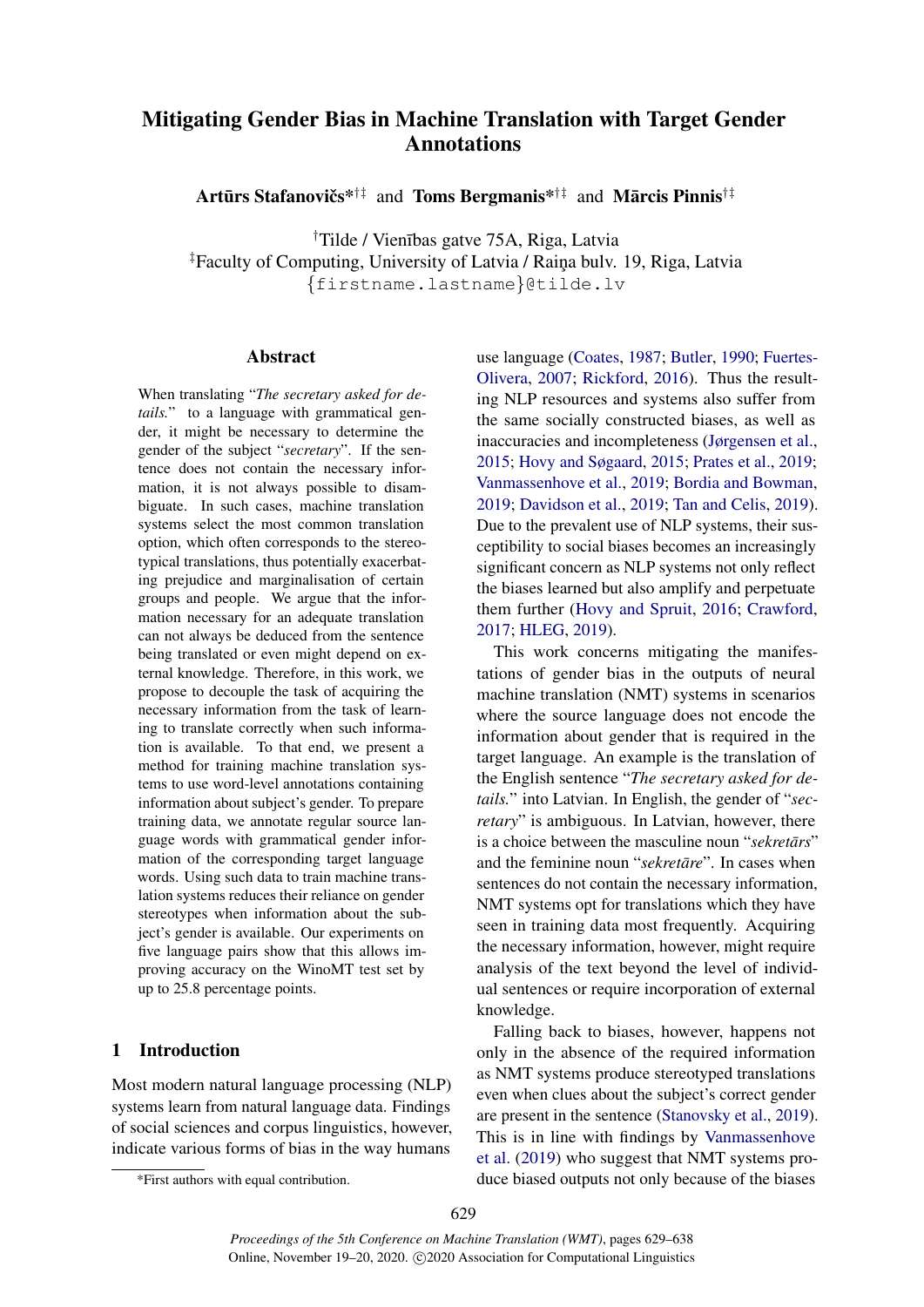# Mitigating Gender Bias in Machine Translation with Target Gender Annotations

**Artūrs Stafanovičs***[†‡] and **Toms Bergmanis***[†‡] and **Mārcis Pinnis**[†‡]

[†]Tilde / Vienības gatve 75A, Riga, Latvia
[‡]Faculty of Computing, University of Latvia / Raiņa bulv. 19, Riga, Latvia
{firstname.lastname}@tilde.lv

## Abstract

When translating "*The secretary asked for details.*" to a language with grammatical gender, it might be necessary to determine the gender of the subject "*secretary*". If the sentence does not contain the necessary information, it is not always possible to disambiguate. In such cases, machine translation systems select the most common translation option, which often corresponds to the stereotypical translations, thus potentially exacerbating prejudice and marginalisation of certain groups and people. We argue that the information necessary for an adequate translation can not always be deduced from the sentence being translated or even might depend on external knowledge. Therefore, in this work, we propose to decouple the task of acquiring the necessary information from the task of learning to translate correctly when such information is available. To that end, we present a method for training machine translation systems to use word-level annotations containing information about subject's gender. To prepare training data, we annotate regular source language words with grammatical gender information of the corresponding target language words. Using such data to train machine translation systems reduces their reliance on gender stereotypes when information about the subject's gender is available. Our experiments on five language pairs show that this allows improving accuracy on the WinoMT test set by up to 25.8 percentage points.

## 1 Introduction

Most modern natural language processing (NLP) systems learn from natural language data. Findings of social sciences and corpus linguistics, however, indicate various forms of bias in the way humans use language (Coates, 1987; Butler, 1990; Fuertes-Olivera, 2007; Rickford, 2016). Thus the resulting NLP resources and systems also suffer from the same socially constructed biases, as well as inaccuracies and incompleteness (Jørgensen et al., 2015; Hovy and Søgaard, 2015; Prates et al., 2019; Vanmassenhove et al., 2019; Bordia and Bowman, 2019; Davidson et al., 2019; Tan and Celis, 2019). Due to the prevalent use of NLP systems, their susceptibility to social biases becomes an increasingly significant concern as NLP systems not only reflect the biases learned but also amplify and perpetuate them further (Hovy and Spruit, 2016; Crawford, 2017; HLEG, 2019).

This work concerns mitigating the manifestations of gender bias in the outputs of neural machine translation (NMT) systems in scenarios where the source language does not encode the information about gender that is required in the target language. An example is the translation of the English sentence "*The secretary asked for details.*" into Latvian. In English, the gender of "*secretary*" is ambiguous. In Latvian, however, there is a choice between the masculine noun "*sekretārs*" and the feminine noun "*sekretāre*". In cases when sentences do not contain the necessary information, NMT systems opt for translations which they have seen in training data most frequently. Acquiring the necessary information, however, might require analysis of the text beyond the level of individual sentences or require incorporation of external knowledge.

Falling back to biases, however, happens not only in the absence of the required information as NMT systems produce stereotyped translations even when clues about the subject's correct gender are present in the sentence (Stanovsky et al., 2019). This is in line with findings by Vanmassenhove et al. (2019) who suggest that NMT systems produce biased outputs not only because of the biases

*First authors with equal contribution.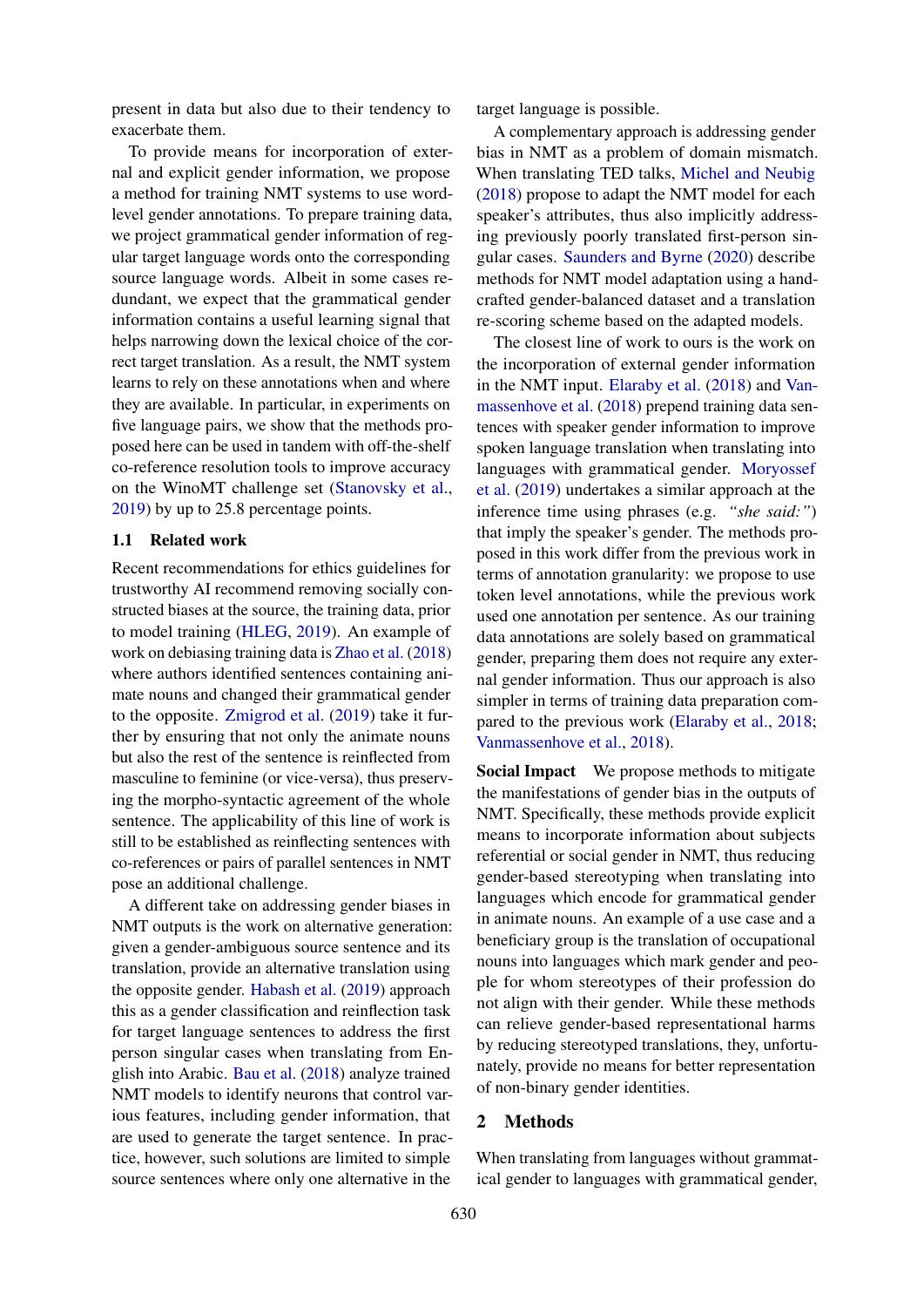present in data but also due to their tendency to exacerbate them.

To provide means for incorporation of external and explicit gender information, we propose a method for training NMT systems to use word-level gender annotations. To prepare training data, we project grammatical gender information of regular target language words onto the corresponding source language words. Albeit in some cases redundant, we expect that the grammatical gender information contains a useful learning signal that helps narrowing down the lexical choice of the correct target translation. As a result, the NMT system learns to rely on these annotations when and where they are available. In particular, in experiments on five language pairs, we show that the methods proposed here can be used in tandem with off-the-shelf co-reference resolution tools to improve accuracy on the WinoMT challenge set (Stanovsky et al., 2019) by up to 25.8 percentage points.

### 1.1 Related work

Recent recommendations for ethics guidelines for trustworthy AI recommend removing socially constructed biases at the source, the training data, prior to model training (HLEG, 2019). An example of work on debiasing training data is Zhao et al. (2018) where authors identified sentences containing animate nouns and changed their grammatical gender to the opposite. Zmigrod et al. (2019) take it further by ensuring that not only the animate nouns but also the rest of the sentence is reinflected from masculine to feminine (or vice-versa), thus preserving the morpho-syntactic agreement of the whole sentence. The applicability of this line of work is still to be established as reinflecting sentences with co-references or pairs of parallel sentences in NMT pose an additional challenge.

A different take on addressing gender biases in NMT outputs is the work on alternative generation: given a gender-ambiguous source sentence and its translation, provide an alternative translation using the opposite gender. Habash et al. (2019) approach this as a gender classification and reinflection task for target language sentences to address the first person singular cases when translating from English into Arabic. Bau et al. (2018) analyze trained NMT models to identify neurons that control various features, including gender information, that are used to generate the target sentence. In practice, however, such solutions are limited to simple source sentences where only one alternative in the target language is possible.

A complementary approach is addressing gender bias in NMT as a problem of domain mismatch. When translating TED talks, Michel and Neubig (2018) propose to adapt the NMT model for each speaker's attributes, thus also implicitly addressing previously poorly translated first-person singular cases. Saunders and Byrne (2020) describe methods for NMT model adaptation using a hand-crafted gender-balanced dataset and a translation re-scoring scheme based on the adapted models.

The closest line of work to ours is the work on the incorporation of external gender information in the NMT input. Elaraby et al. (2018) and Vanmassenhove et al. (2018) prepend training data sentences with speaker gender information to improve spoken language translation when translating into languages with grammatical gender. Moryossef et al. (2019) undertakes a similar approach at the inference time using phrases (e.g. *"she said:"*) that imply the speaker's gender. The methods proposed in this work differ from the previous work in terms of annotation granularity: we propose to use token level annotations, while the previous work used one annotation per sentence. As our training data annotations are solely based on grammatical gender, preparing them does not require any external gender information. Thus our approach is also simpler in terms of training data preparation compared to the previous work (Elaraby et al., 2018; Vanmassenhove et al., 2018).

**Social Impact** We propose methods to mitigate the manifestations of gender bias in the outputs of NMT. Specifically, these methods provide explicit means to incorporate information about subjects referential or social gender in NMT, thus reducing gender-based stereotyping when translating into languages which encode for grammatical gender in animate nouns. An example of a use case and a beneficiary group is the translation of occupational nouns into languages which mark gender and people for whom stereotypes of their profession do not align with their gender. While these methods can relieve gender-based representational harms by reducing stereotyped translations, they, unfortunately, provide no means for better representation of non-binary gender identities.

## 2 Methods

When translating from languages without grammatical gender to languages with grammatical gender,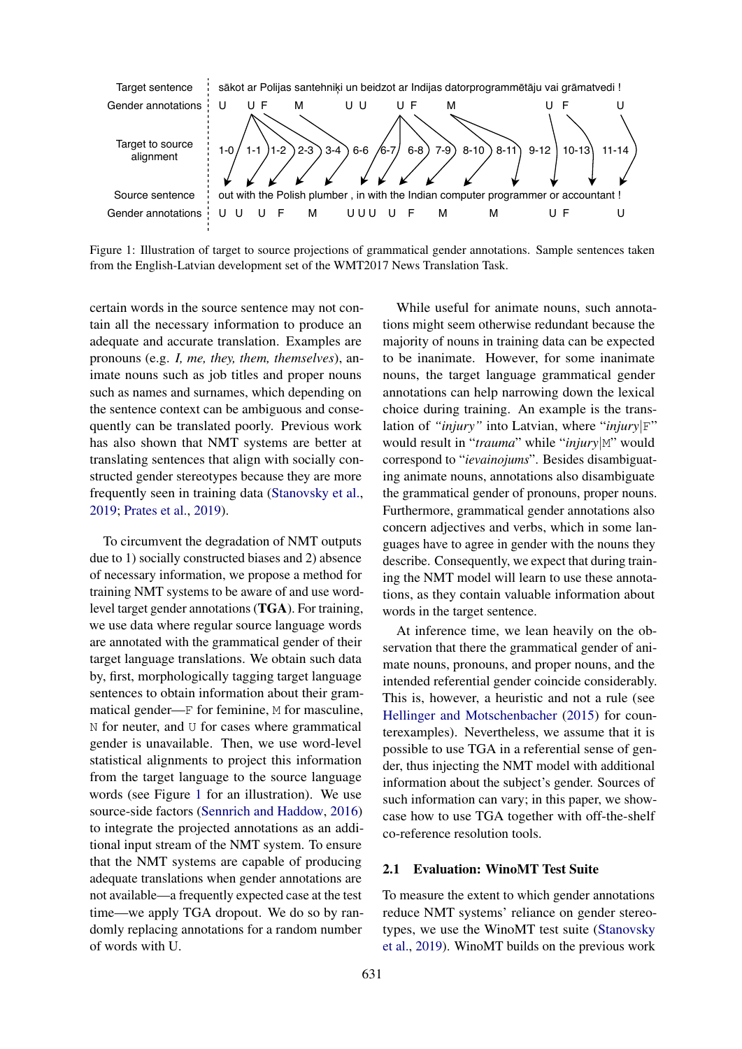Target sentence: sākot ar Polijas santehniķi un beidzot ar Indijas datorprogrammētāju vai grāmatvedi !

Gender annotations: U U F M U U U F M U F U

Target to source alignment: 1-0 1-1 1-2 2-3 3-4 6-6 6-7 6-8 7-9 8-10 8-11 9-12 10-13 11-14

Source sentence: out with the Polish plumber , in with the Indian computer programmer or accountant !

Gender annotations: U U U F M U U U U F M M U F U

Figure 1: Illustration of target to source projections of grammatical gender annotations. Sample sentences taken from the English-Latvian development set of the WMT2017 News Translation Task.

certain words in the source sentence may not contain all the necessary information to produce an adequate and accurate translation. Examples are pronouns (e.g. *I, me, they, them, themselves*), animate nouns such as job titles and proper nouns such as names and surnames, which depending on the sentence context can be ambiguous and consequently can be translated poorly. Previous work has also shown that NMT systems are better at translating sentences that align with socially constructed gender stereotypes because they are more frequently seen in training data (Stanovsky et al., 2019; Prates et al., 2019).

To circumvent the degradation of NMT outputs due to 1) socially constructed biases and 2) absence of necessary information, we propose a method for training NMT systems to be aware of and use word-level target gender annotations (**TGA**). For training, we use data where regular source language words are annotated with the grammatical gender of their target language translations. We obtain such data by, first, morphologically tagging target language sentences to obtain information about their grammatical gender—F for feminine, M for masculine, N for neuter, and U for cases where grammatical gender is unavailable. Then, we use word-level statistical alignments to project this information from the target language to the source language words (see Figure 1 for an illustration). We use source-side factors (Sennrich and Haddow, 2016) to integrate the projected annotations as an additional input stream of the NMT system. To ensure that the NMT systems are capable of producing adequate translations when gender annotations are not available—a frequently expected case at the test time—we apply TGA dropout. We do so by randomly replacing annotations for a random number of words with U.

While useful for animate nouns, such annotations might seem otherwise redundant because the majority of nouns in training data can be expected to be inanimate. However, for some inanimate nouns, the target language grammatical gender annotations can help narrowing down the lexical choice during training. An example is the translation of *"injury"* into Latvian, where "*injury*|F" would result in "*trauma*" while "*injury*|M" would correspond to "*ievainojums*". Besides disambiguating animate nouns, annotations also disambiguate the grammatical gender of pronouns, proper nouns. Furthermore, grammatical gender annotations also concern adjectives and verbs, which in some languages have to agree in gender with the nouns they describe. Consequently, we expect that during training the NMT model will learn to use these annotations, as they contain valuable information about words in the target sentence.

At inference time, we lean heavily on the observation that there the grammatical gender of animate nouns, pronouns, and proper nouns, and the intended referential gender coincide considerably. This is, however, a heuristic and not a rule (see Hellinger and Motschenbacher (2015) for counterexamples). Nevertheless, we assume that it is possible to use TGA in a referential sense of gender, thus injecting the NMT model with additional information about the subject's gender. Sources of such information can vary; in this paper, we showcase how to use TGA together with off-the-shelf co-reference resolution tools.

### 2.1 Evaluation: WinoMT Test Suite

To measure the extent to which gender annotations reduce NMT systems' reliance on gender stereotypes, we use the WinoMT test suite (Stanovsky et al., 2019). WinoMT builds on the previous work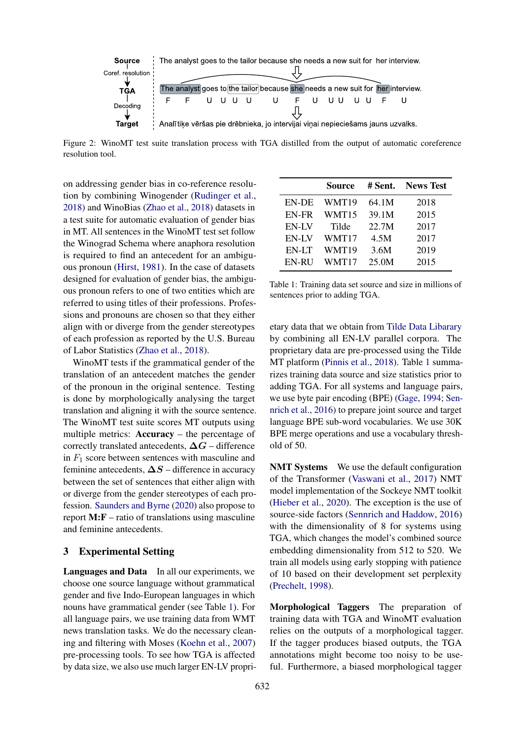Source | The analyst goes to the tailor because she needs a new suit for her interview.

Coref. resolution

TGA | The analyst goes to the tailor because she needs a new suit for her interview.

F F U U U U U F U U U U U F U

Decoding

Target | Analītiķe vēršas pie drēbnieka, jo intervijai viņai nepieciešams jauns uzvalks.

Figure 2: WinoMT test suite translation process with TGA distilled from the output of automatic coreference resolution tool.

on addressing gender bias in co-reference resolution by combining Winogender (Rudinger et al., 2018) and WinoBias (Zhao et al., 2018) datasets in a test suite for automatic evaluation of gender bias in MT. All sentences in the WinoMT test set follow the Winograd Schema where anaphora resolution is required to find an antecedent for an ambiguous pronoun (Hirst, 1981). In the case of datasets designed for evaluation of gender bias, the ambiguous pronoun refers to one of two entities which are referred to using titles of their professions. Professions and pronouns are chosen so that they either align with or diverge from the gender stereotypes of each profession as reported by the U.S. Bureau of Labor Statistics (Zhao et al., 2018).

WinoMT tests if the grammatical gender of the translation of an antecedent matches the gender of the pronoun in the original sentence. Testing is done by morphologically analysing the target translation and aligning it with the source sentence. The WinoMT test suite scores MT outputs using multiple metrics: **Accuracy** – the percentage of correctly translated antecedents, $\boldsymbol{\Delta G}$ – difference in $F_1$ score between sentences with masculine and feminine antecedents, $\boldsymbol{\Delta S}$ – difference in accuracy between the set of sentences that either align with or diverge from the gender stereotypes of each profession. Saunders and Byrne (2020) also propose to report **M:F** – ratio of translations using masculine and feminine antecedents.

## 3 Experimental Setting

**Languages and Data** In all our experiments, we choose one source language without grammatical gender and five Indo-European languages in which nouns have grammatical gender (see Table 1). For all language pairs, we use training data from WMT news translation tasks. We do the necessary cleaning and filtering with Moses (Koehn et al., 2007) pre-processing tools. To see how TGA is affected by data size, we also use much larger EN-LV proprietary data that we obtain from Tilde Data Libarary by combining all EN-LV parallel corpora. The proprietary data are pre-processed using the Tilde MT platform (Pinnis et al., 2018). Table 1 summarizes training data source and size statistics prior to adding TGA. For all systems and language pairs, we use byte pair encoding (BPE) (Gage, 1994; Sennrich et al., 2016) to prepare joint source and target language BPE sub-word vocabularies. We use 30K BPE merge operations and use a vocabulary threshold of 50.

| | Source | # Sent. | News Test |
|---|---|---|---|
| EN-DE | WMT19 | 64.1M | 2018 |
| EN-FR | WMT15 | 39.1M | 2015 |
| EN-LV | Tilde | 22.7M | 2017 |
| EN-LV | WMT17 | 4.5M | 2017 |
| EN-LT | WMT19 | 3.6M | 2019 |
| EN-RU | WMT17 | 25.0M | 2015 |

Table 1: Training data set source and size in millions of sentences prior to adding TGA.

**NMT Systems** We use the default configuration of the Transformer (Vaswani et al., 2017) NMT model implementation of the Sockeye NMT toolkit (Hieber et al., 2020). The exception is the use of source-side factors (Sennrich and Haddow, 2016) with the dimensionality of 8 for systems using TGA, which changes the model's combined source embedding dimensionality from 512 to 520. We train all models using early stopping with patience of 10 based on their development set perplexity (Prechelt, 1998).

**Morphological Taggers** The preparation of training data with TGA and WinoMT evaluation relies on the outputs of a morphological tagger. If the tagger produces biased outputs, the TGA annotations might become too noisy to be useful. Furthermore, a biased morphological tagger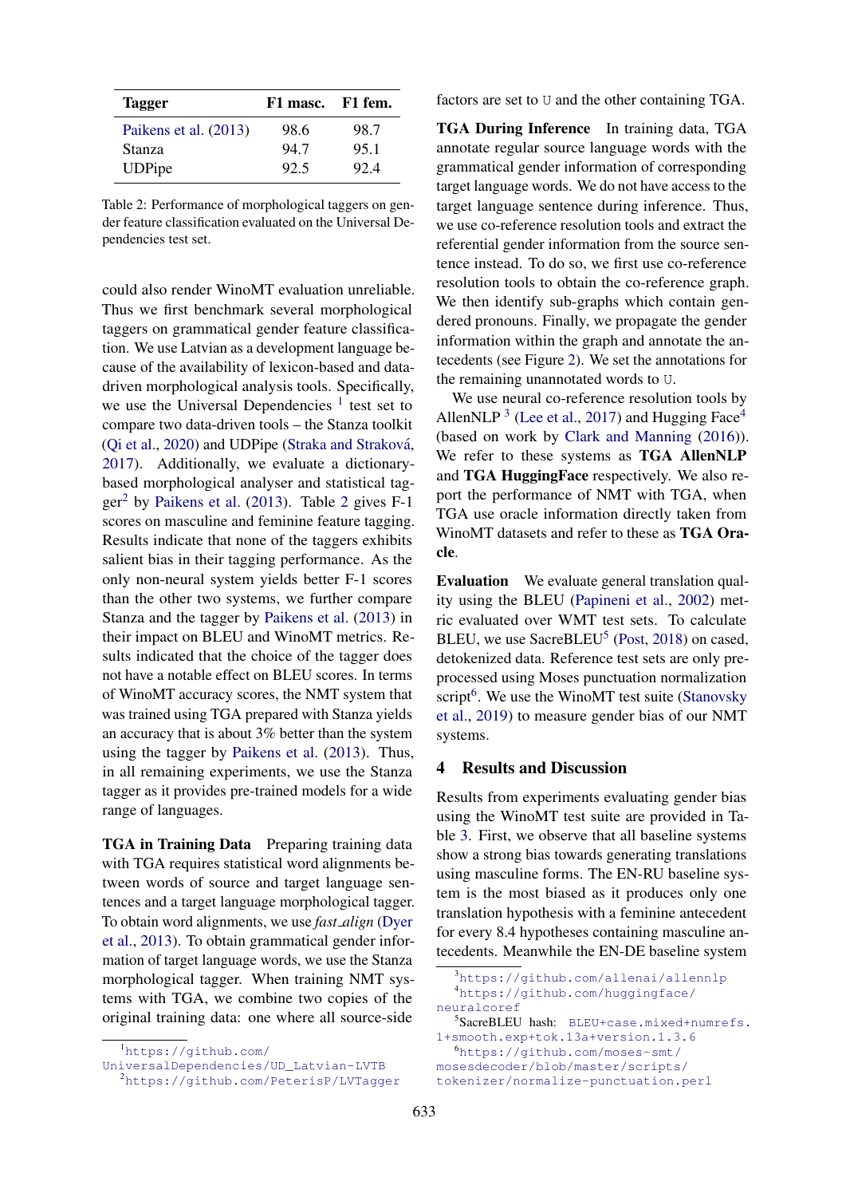| Tagger | F1 masc. | F1 fem. |
|---|---|---|
| Paikens et al. (2013) | 98.6 | 98.7 |
| Stanza | 94.7 | 95.1 |
| UDPipe | 92.5 | 92.4 |

Table 2: Performance of morphological taggers on gender feature classification evaluated on the Universal Dependencies test set.

could also render WinoMT evaluation unreliable. Thus we first benchmark several morphological taggers on grammatical gender feature classification. We use Latvian as a development language because of the availability of lexicon-based and data-driven morphological analysis tools. Specifically, we use the Universal Dependencies [1] test set to compare two data-driven tools – the Stanza toolkit (Qi et al., 2020) and UDPipe (Straka and Straková, 2017). Additionally, we evaluate a dictionary-based morphological analyser and statistical tagger[2] by Paikens et al. (2013). Table 2 gives F-1 scores on masculine and feminine feature tagging. Results indicate that none of the taggers exhibits salient bias in their tagging performance. As the only non-neural system yields better F-1 scores than the other two systems, we further compare Stanza and the tagger by Paikens et al. (2013) in their impact on BLEU and WinoMT metrics. Results indicated that the choice of the tagger does not have a notable effect on BLEU scores. In terms of WinoMT accuracy scores, the NMT system that was trained using TGA prepared with Stanza yields an accuracy that is about 3% better than the system using the tagger by Paikens et al. (2013). Thus, in all remaining experiments, we use the Stanza tagger as it provides pre-trained models for a wide range of languages.

**TGA in Training Data** Preparing training data with TGA requires statistical word alignments between words of source and target language sentences and a target language morphological tagger. To obtain word alignments, we use *fast_align* (Dyer et al., 2013). To obtain grammatical gender information of target language words, we use the Stanza morphological tagger. When training NMT systems with TGA, we combine two copies of the original training data: one where all source-side factors are set to `U` and the other containing TGA.

**TGA During Inference** In training data, TGA annotate regular source language words with the grammatical gender information of corresponding target language words. We do not have access to the target language sentence during inference. Thus, we use co-reference resolution tools and extract the referential gender information from the source sentence instead. To do so, we first use co-reference resolution tools to obtain the co-reference graph. We then identify sub-graphs which contain gendered pronouns. Finally, we propagate the gender information within the graph and annotate the antecedents (see Figure 2). We set the annotations for the remaining unannotated words to `U`.

We use neural co-reference resolution tools by AllenNLP [3] (Lee et al., 2017) and Hugging Face[4] (based on work by Clark and Manning (2016)). We refer to these systems as **TGA AllenNLP** and **TGA HuggingFace** respectively. We also report the performance of NMT with TGA, when TGA use oracle information directly taken from WinoMT datasets and refer to these as **TGA Oracle**.

**Evaluation** We evaluate general translation quality using the BLEU (Papineni et al., 2002) metric evaluated over WMT test sets. To calculate BLEU, we use SacreBLEU[5] (Post, 2018) on cased, detokenized data. Reference test sets are only preprocessed using Moses punctuation normalization script[6]. We use the WinoMT test suite (Stanovsky et al., 2019) to measure gender bias of our NMT systems.

## 4 Results and Discussion

Results from experiments evaluating gender bias using the WinoMT test suite are provided in Table 3. First, we observe that all baseline systems show a strong bias towards generating translations using masculine forms. The EN-RU baseline system is the most biased as it produces only one translation hypothesis with a feminine antecedent for every 8.4 hypotheses containing masculine antecedents. Meanwhile the EN-DE baseline system

[1] https://github.com/UniversalDependencies/UD_Latvian-LVTB

[2] https://github.com/PeterisP/LVTagger

[3] https://github.com/allenai/allennlp

[4] https://github.com/huggingface/neuralcoref

[5] SacreBLEU hash: BLEU+case.mixed+numrefs.1+smooth.exp+tok.13a+version.1.3.6

[6] https://github.com/moses-smt/mosesdecoder/blob/master/scripts/tokenizer/normalize-punctuation.perl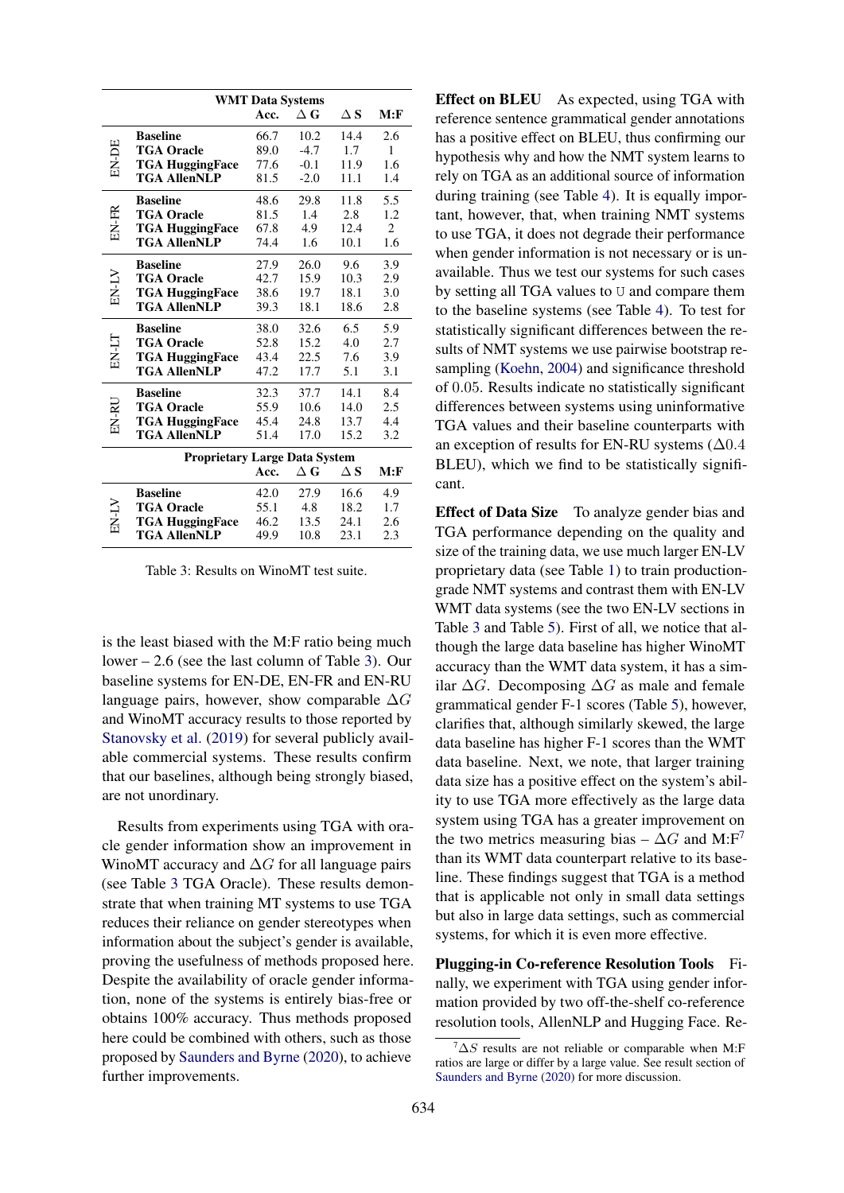| | | Acc. | $\Delta$ G | $\Delta$ S | M:F |
|---|---|---|---|---|---|
| **WMT Data Systems** | | | | | |
| EN-DE | **Baseline** | 66.7 | 10.2 | 14.4 | 2.6 |
| | **TGA Oracle** | 89.0 | -4.7 | 1.7 | 1 |
| | **TGA HuggingFace** | 77.6 | -0.1 | 11.9 | 1.6 |
| | **TGA AllenNLP** | 81.5 | -2.0 | 11.1 | 1.4 |
| EN-FR | **Baseline** | 48.6 | 29.8 | 11.8 | 5.5 |
| | **TGA Oracle** | 81.5 | 1.4 | 2.8 | 1.2 |
| | **TGA HuggingFace** | 67.8 | 4.9 | 12.4 | 2 |
| | **TGA AllenNLP** | 74.4 | 1.6 | 10.1 | 1.6 |
| EN-LV | **Baseline** | 27.9 | 26.0 | 9.6 | 3.9 |
| | **TGA Oracle** | 42.7 | 15.9 | 10.3 | 2.9 |
| | **TGA HuggingFace** | 38.6 | 19.7 | 18.1 | 3.0 |
| | **TGA AllenNLP** | 39.3 | 18.1 | 18.6 | 2.8 |
| EN-LT | **Baseline** | 38.0 | 32.6 | 6.5 | 5.9 |
| | **TGA Oracle** | 52.8 | 15.2 | 4.0 | 2.7 |
| | **TGA HuggingFace** | 43.4 | 22.5 | 7.6 | 3.9 |
| | **TGA AllenNLP** | 47.2 | 17.7 | 5.1 | 3.1 |
| EN-RU | **Baseline** | 32.3 | 37.7 | 14.1 | 8.4 |
| | **TGA Oracle** | 55.9 | 10.6 | 14.0 | 2.5 |
| | **TGA HuggingFace** | 45.4 | 24.8 | 13.7 | 4.4 |
| | **TGA AllenNLP** | 51.4 | 17.0 | 15.2 | 3.2 |
| **Proprietary Large Data System** | | **Acc.** | **$\Delta$ G** | **$\Delta$ S** | **M:F** |
| EN-LV | **Baseline** | 42.0 | 27.9 | 16.6 | 4.9 |
| | **TGA Oracle** | 55.1 | 4.8 | 18.2 | 1.7 |
| | **TGA HuggingFace** | 46.2 | 13.5 | 24.1 | 2.6 |
| | **TGA AllenNLP** | 49.9 | 10.8 | 23.1 | 2.3 |

Table 3: Results on WinoMT test suite.

is the least biased with the M:F ratio being much lower – 2.6 (see the last column of Table 3). Our baseline systems for EN-DE, EN-FR and EN-RU language pairs, however, show comparable $\Delta G$ and WinoMT accuracy results to those reported by Stanovsky et al. (2019) for several publicly available commercial systems. These results confirm that our baselines, although being strongly biased, are not unordinary.

Results from experiments using TGA with oracle gender information show an improvement in WinoMT accuracy and $\Delta G$ for all language pairs (see Table 3 TGA Oracle). These results demonstrate that when training MT systems to use TGA reduces their reliance on gender stereotypes when information about the subject's gender is available, proving the usefulness of methods proposed here. Despite the availability of oracle gender information, none of the systems is entirely bias-free or obtains 100% accuracy. Thus methods proposed here could be combined with others, such as those proposed by Saunders and Byrne (2020), to achieve further improvements.

**Effect on BLEU** As expected, using TGA with reference sentence grammatical gender annotations has a positive effect on BLEU, thus confirming our hypothesis why and how the NMT system learns to rely on TGA as an additional source of information during training (see Table 4). It is equally important, however, that, when training NMT systems to use TGA, it does not degrade their performance when gender information is not necessary or is unavailable. Thus we test our systems for such cases by setting all TGA values to U and compare them to the baseline systems (see Table 4). To test for statistically significant differences between the results of NMT systems we use pairwise bootstrap resampling (Koehn, 2004) and significance threshold of 0.05. Results indicate no statistically significant differences between systems using uninformative TGA values and their baseline counterparts with an exception of results for EN-RU systems ($\Delta 0.4$ BLEU), which we find to be statistically significant.

**Effect of Data Size** To analyze gender bias and TGA performance depending on the quality and size of the training data, we use much larger EN-LV proprietary data (see Table 1) to train production-grade NMT systems and contrast them with EN-LV WMT data systems (see the two EN-LV sections in Table 3 and Table 5). First of all, we notice that although the large data baseline has higher WinoMT accuracy than the WMT data system, it has a similar $\Delta G$. Decomposing $\Delta G$ as male and female grammatical gender F-1 scores (Table 5), however, clarifies that, although similarly skewed, the large data baseline has higher F-1 scores than the WMT data baseline. Next, we note, that larger training data size has a positive effect on the system's ability to use TGA more effectively as the large data system using TGA has a greater improvement on the two metrics measuring bias – $\Delta G$ and M:F[7] than its WMT data counterpart relative to its baseline. These findings suggest that TGA is a method that is applicable not only in small data settings but also in large data settings, such as commercial systems, for which it is even more effective.

**Plugging-in Co-reference Resolution Tools** Finally, we experiment with TGA using gender information provided by two off-the-shelf co-reference resolution tools, AllenNLP and Hugging Face. Re-

[7] $\Delta S$ results are not reliable or comparable when M:F ratios are large or differ by a large value. See result section of Saunders and Byrne (2020) for more discussion.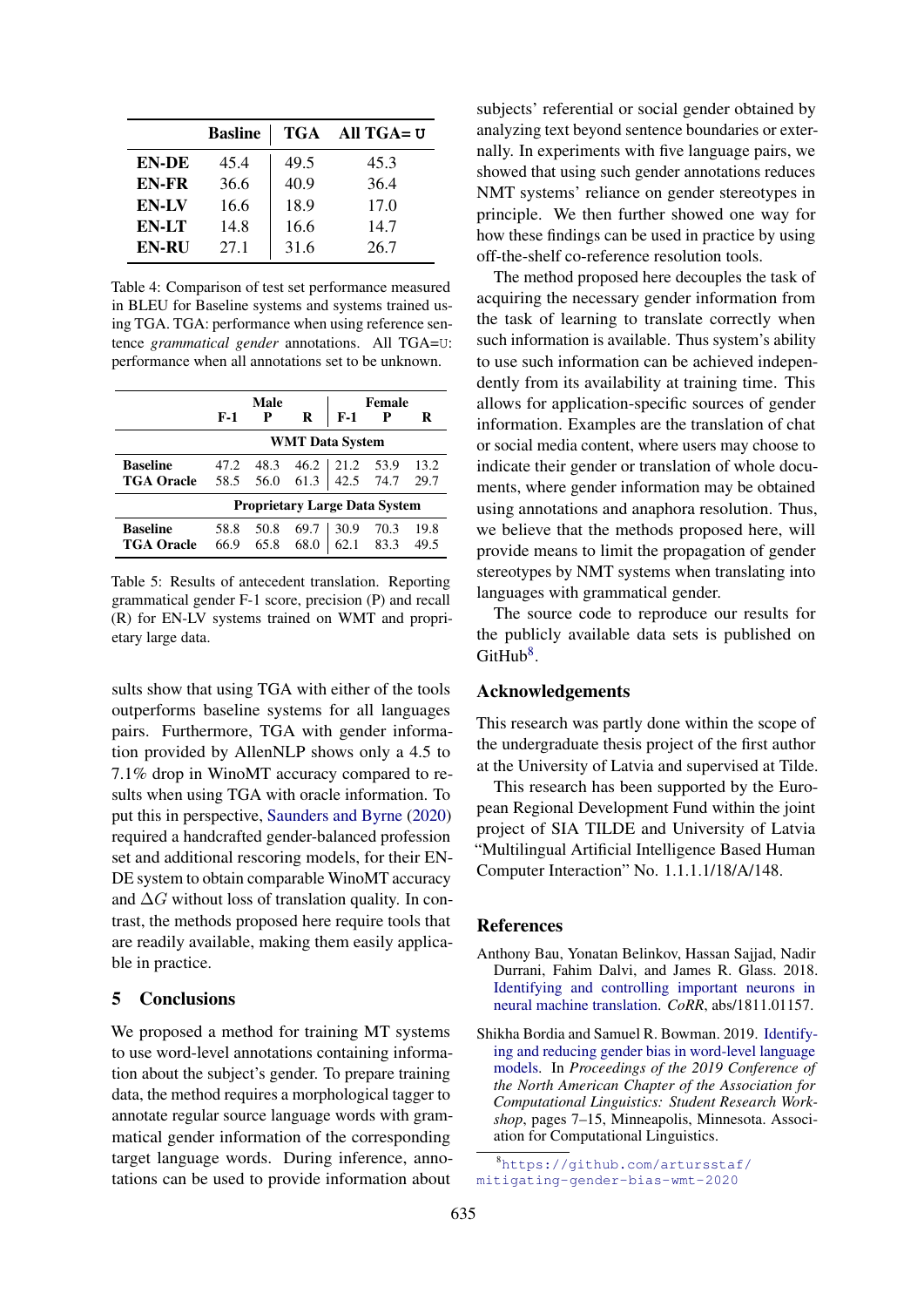| | Basline | TGA | All TGA= U |
|---|---|---|---|
| **EN-DE** | 45.4 | 49.5 | 45.3 |
| **EN-FR** | 36.6 | 40.9 | 36.4 |
| **EN-LV** | 16.6 | 18.9 | 17.0 |
| **EN-LT** | 14.8 | 16.6 | 14.7 |
| **EN-RU** | 27.1 | 31.6 | 26.7 |

Table 4: Comparison of test set performance measured in BLEU for Baseline systems and systems trained using TGA. TGA: performance when using reference sentence *grammatical gender* annotations. All TGA=U: performance when all annotations set to be unknown.

| | Male | | | Female | | |
|---|---|---|---|---|---|---|
| | F-1 | P | R | F-1 | P | R |
| **WMT Data System** | | | | | | |
| **Baseline** | 47.2 | 48.3 | 46.2 | 21.2 | 53.9 | 13.2 |
| **TGA Oracle** | 58.5 | 56.0 | 61.3 | 42.5 | 74.7 | 29.7 |
| **Proprietary Large Data System** | | | | | | |
| **Baseline** | 58.8 | 50.8 | 69.7 | 30.9 | 70.3 | 19.8 |
| **TGA Oracle** | 66.9 | 65.8 | 68.0 | 62.1 | 83.3 | 49.5 |

Table 5: Results of antecedent translation. Reporting grammatical gender F-1 score, precision (P) and recall (R) for EN-LV systems trained on WMT and proprietary large data.

sults show that using TGA with either of the tools outperforms baseline systems for all languages pairs. Furthermore, TGA with gender information provided by AllenNLP shows only a 4.5 to 7.1% drop in WinoMT accuracy compared to results when using TGA with oracle information. To put this in perspective, Saunders and Byrne (2020) required a handcrafted gender-balanced profession set and additional rescoring models, for their EN-DE system to obtain comparable WinoMT accuracy and $\Delta G$ without loss of translation quality. In contrast, the methods proposed here require tools that are readily available, making them easily applicable in practice.

## 5 Conclusions

We proposed a method for training MT systems to use word-level annotations containing information about the subject's gender. To prepare training data, the method requires a morphological tagger to annotate regular source language words with grammatical gender information of the corresponding target language words. During inference, annotations can be used to provide information about subjects' referential or social gender obtained by analyzing text beyond sentence boundaries or externally. In experiments with five language pairs, we showed that using such gender annotations reduces NMT systems' reliance on gender stereotypes in principle. We then further showed one way for how these findings can be used in practice by using off-the-shelf co-reference resolution tools.

The method proposed here decouples the task of acquiring the necessary gender information from the task of learning to translate correctly when such information is available. Thus system's ability to use such information can be achieved independently from its availability at training time. This allows for application-specific sources of gender information. Examples are the translation of chat or social media content, where users may choose to indicate their gender or translation of whole documents, where gender information may be obtained using annotations and anaphora resolution. Thus, we believe that the methods proposed here, will provide means to limit the propagation of gender stereotypes by NMT systems when translating into languages with grammatical gender.

The source code to reproduce our results for the publicly available data sets is published on GitHub[8].

## Acknowledgements

This research was partly done within the scope of the undergraduate thesis project of the first author at the University of Latvia and supervised at Tilde.

This research has been supported by the European Regional Development Fund within the joint project of SIA TILDE and University of Latvia "Multilingual Artificial Intelligence Based Human Computer Interaction" No. 1.1.1.1/18/A/148.

## References

Anthony Bau, Yonatan Belinkov, Hassan Sajjad, Nadir Durrani, Fahim Dalvi, and James R. Glass. 2018. Identifying and controlling important neurons in neural machine translation. *CoRR*, abs/1811.01157.

Shikha Bordia and Samuel R. Bowman. 2019. Identifying and reducing gender bias in word-level language models. In *Proceedings of the 2019 Conference of the North American Chapter of the Association for Computational Linguistics: Student Research Workshop*, pages 7–15, Minneapolis, Minnesota. Association for Computational Linguistics.

[8] https://github.com/artursstaf/mitigating-gender-bias-wmt-2020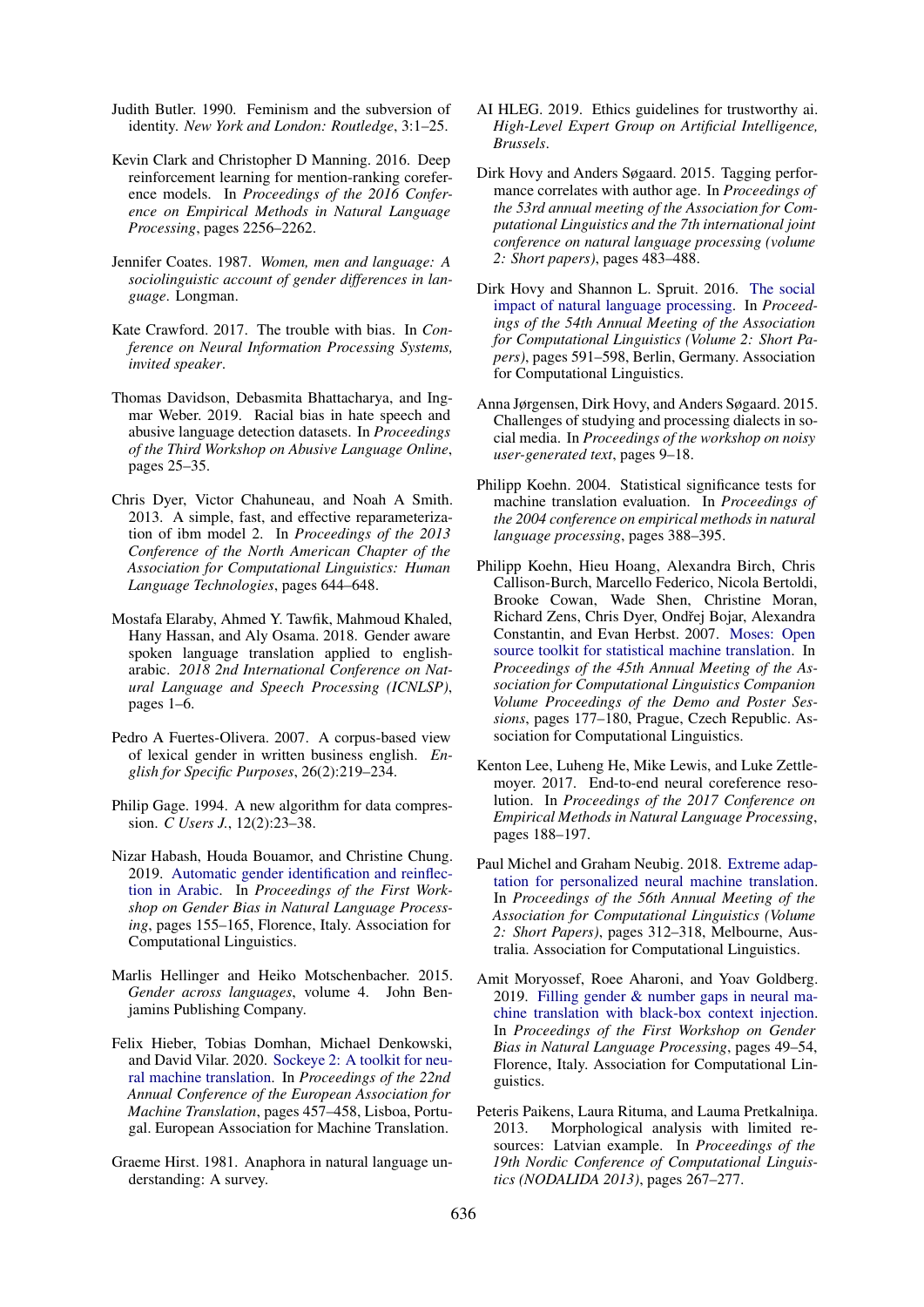Judith Butler. 1990. Feminism and the subversion of identity. *New York and London: Routledge*, 3:1–25.

Kevin Clark and Christopher D Manning. 2016. Deep reinforcement learning for mention-ranking coreference models. In *Proceedings of the 2016 Conference on Empirical Methods in Natural Language Processing*, pages 2256–2262.

Jennifer Coates. 1987. *Women, men and language: A sociolinguistic account of gender differences in language*. Longman.

Kate Crawford. 2017. The trouble with bias. In *Conference on Neural Information Processing Systems, invited speaker*.

Thomas Davidson, Debasmita Bhattacharya, and Ingmar Weber. 2019. Racial bias in hate speech and abusive language detection datasets. In *Proceedings of the Third Workshop on Abusive Language Online*, pages 25–35.

Chris Dyer, Victor Chahuneau, and Noah A Smith. 2013. A simple, fast, and effective reparameterization of ibm model 2. In *Proceedings of the 2013 Conference of the North American Chapter of the Association for Computational Linguistics: Human Language Technologies*, pages 644–648.

Mostafa Elaraby, Ahmed Y. Tawfik, Mahmoud Khaled, Hany Hassan, and Aly Osama. 2018. Gender aware spoken language translation applied to english-arabic. *2018 2nd International Conference on Natural Language and Speech Processing (ICNLSP)*, pages 1–6.

Pedro A Fuertes-Olivera. 2007. A corpus-based view of lexical gender in written business english. *English for Specific Purposes*, 26(2):219–234.

Philip Gage. 1994. A new algorithm for data compression. *C Users J.*, 12(2):23–38.

Nizar Habash, Houda Bouamor, and Christine Chung. 2019. Automatic gender identification and reinflection in Arabic. In *Proceedings of the First Workshop on Gender Bias in Natural Language Processing*, pages 155–165, Florence, Italy. Association for Computational Linguistics.

Marlis Hellinger and Heiko Motschenbacher. 2015. *Gender across languages*, volume 4. John Benjamins Publishing Company.

Felix Hieber, Tobias Domhan, Michael Denkowski, and David Vilar. 2020. Sockeye 2: A toolkit for neural machine translation. In *Proceedings of the 22nd Annual Conference of the European Association for Machine Translation*, pages 457–458, Lisboa, Portugal. European Association for Machine Translation.

Graeme Hirst. 1981. Anaphora in natural language understanding: A survey.

AI HLEG. 2019. Ethics guidelines for trustworthy ai. *High-Level Expert Group on Artificial Intelligence, Brussels*.

Dirk Hovy and Anders Søgaard. 2015. Tagging performance correlates with author age. In *Proceedings of the 53rd annual meeting of the Association for Computational Linguistics and the 7th international joint conference on natural language processing (volume 2: Short papers)*, pages 483–488.

Dirk Hovy and Shannon L. Spruit. 2016. The social impact of natural language processing. In *Proceedings of the 54th Annual Meeting of the Association for Computational Linguistics (Volume 2: Short Papers)*, pages 591–598, Berlin, Germany. Association for Computational Linguistics.

Anna Jørgensen, Dirk Hovy, and Anders Søgaard. 2015. Challenges of studying and processing dialects in social media. In *Proceedings of the workshop on noisy user-generated text*, pages 9–18.

Philipp Koehn. 2004. Statistical significance tests for machine translation evaluation. In *Proceedings of the 2004 conference on empirical methods in natural language processing*, pages 388–395.

Philipp Koehn, Hieu Hoang, Alexandra Birch, Chris Callison-Burch, Marcello Federico, Nicola Bertoldi, Brooke Cowan, Wade Shen, Christine Moran, Richard Zens, Chris Dyer, Ondřej Bojar, Alexandra Constantin, and Evan Herbst. 2007. Moses: Open source toolkit for statistical machine translation. In *Proceedings of the 45th Annual Meeting of the Association for Computational Linguistics Companion Volume Proceedings of the Demo and Poster Sessions*, pages 177–180, Prague, Czech Republic. Association for Computational Linguistics.

Kenton Lee, Luheng He, Mike Lewis, and Luke Zettlemoyer. 2017. End-to-end neural coreference resolution. In *Proceedings of the 2017 Conference on Empirical Methods in Natural Language Processing*, pages 188–197.

Paul Michel and Graham Neubig. 2018. Extreme adaptation for personalized neural machine translation. In *Proceedings of the 56th Annual Meeting of the Association for Computational Linguistics (Volume 2: Short Papers)*, pages 312–318, Melbourne, Australia. Association for Computational Linguistics.

Amit Moryossef, Roee Aharoni, and Yoav Goldberg. 2019. Filling gender & number gaps in neural machine translation with black-box context injection. In *Proceedings of the First Workshop on Gender Bias in Natural Language Processing*, pages 49–54, Florence, Italy. Association for Computational Linguistics.

Peteris Paikens, Laura Rituma, and Lauma Pretkalniņa. 2013. Morphological analysis with limited resources: Latvian example. In *Proceedings of the 19th Nordic Conference of Computational Linguistics (NODALIDA 2013)*, pages 267–277.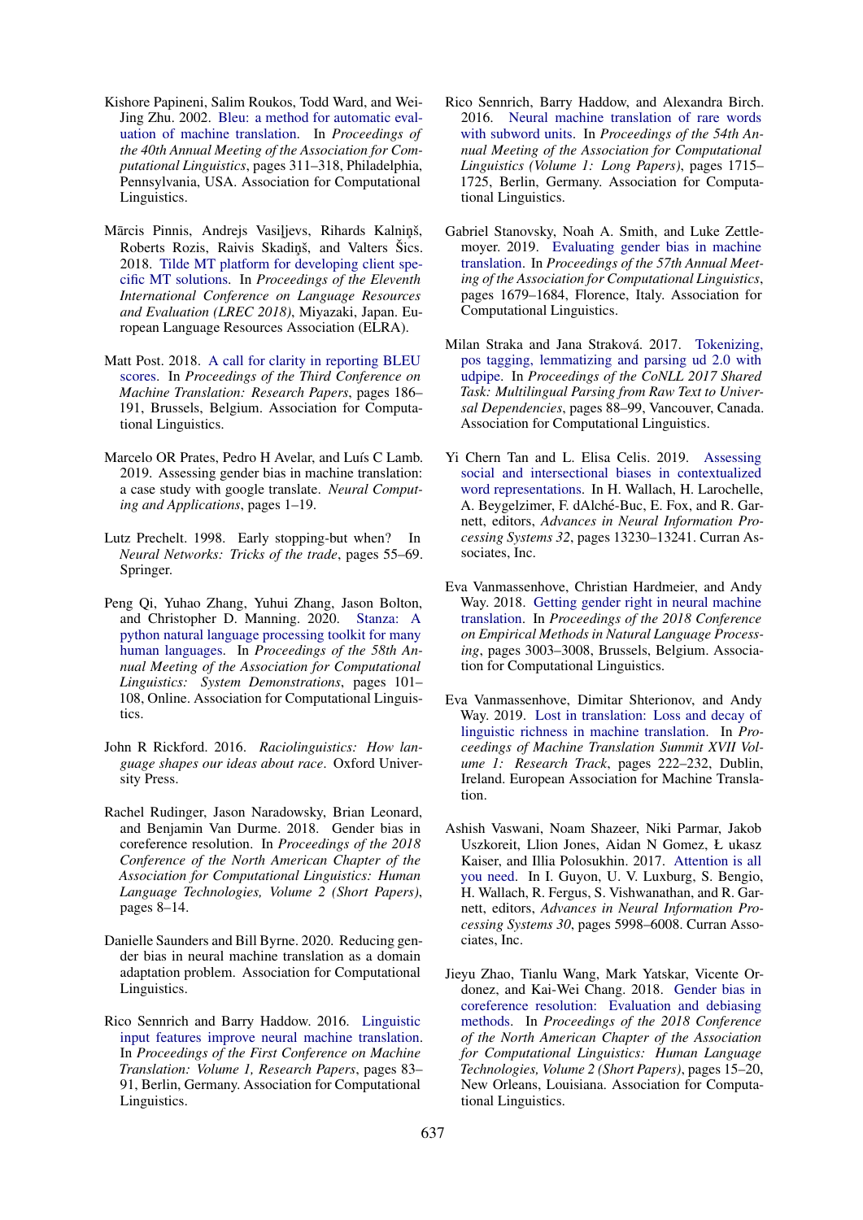Kishore Papineni, Salim Roukos, Todd Ward, and Wei-Jing Zhu. 2002. Bleu: a method for automatic evaluation of machine translation. In *Proceedings of the 40th Annual Meeting of the Association for Computational Linguistics*, pages 311–318, Philadelphia, Pennsylvania, USA. Association for Computational Linguistics.

Mārcis Pinnis, Andrejs Vasiļjevs, Rihards Kalniņš, Roberts Rozis, Raivis Skadiņš, and Valters Šics. 2018. Tilde MT platform for developing client specific MT solutions. In *Proceedings of the Eleventh International Conference on Language Resources and Evaluation (LREC 2018)*, Miyazaki, Japan. European Language Resources Association (ELRA).

Matt Post. 2018. A call for clarity in reporting BLEU scores. In *Proceedings of the Third Conference on Machine Translation: Research Papers*, pages 186–191, Brussels, Belgium. Association for Computational Linguistics.

Marcelo OR Prates, Pedro H Avelar, and Luís C Lamb. 2019. Assessing gender bias in machine translation: a case study with google translate. *Neural Computing and Applications*, pages 1–19.

Lutz Prechelt. 1998. Early stopping-but when? In *Neural Networks: Tricks of the trade*, pages 55–69. Springer.

Peng Qi, Yuhao Zhang, Yuhui Zhang, Jason Bolton, and Christopher D. Manning. 2020. Stanza: A python natural language processing toolkit for many human languages. In *Proceedings of the 58th Annual Meeting of the Association for Computational Linguistics: System Demonstrations*, pages 101–108, Online. Association for Computational Linguistics.

John R Rickford. 2016. *Raciolinguistics: How language shapes our ideas about race*. Oxford University Press.

Rachel Rudinger, Jason Naradowsky, Brian Leonard, and Benjamin Van Durme. 2018. Gender bias in coreference resolution. In *Proceedings of the 2018 Conference of the North American Chapter of the Association for Computational Linguistics: Human Language Technologies, Volume 2 (Short Papers)*, pages 8–14.

Danielle Saunders and Bill Byrne. 2020. Reducing gender bias in neural machine translation as a domain adaptation problem. Association for Computational Linguistics.

Rico Sennrich and Barry Haddow. 2016. Linguistic input features improve neural machine translation. In *Proceedings of the First Conference on Machine Translation: Volume 1, Research Papers*, pages 83–91, Berlin, Germany. Association for Computational Linguistics.

Rico Sennrich, Barry Haddow, and Alexandra Birch. 2016. Neural machine translation of rare words with subword units. In *Proceedings of the 54th Annual Meeting of the Association for Computational Linguistics (Volume 1: Long Papers)*, pages 1715–1725, Berlin, Germany. Association for Computational Linguistics.

Gabriel Stanovsky, Noah A. Smith, and Luke Zettlemoyer. 2019. Evaluating gender bias in machine translation. In *Proceedings of the 57th Annual Meeting of the Association for Computational Linguistics*, pages 1679–1684, Florence, Italy. Association for Computational Linguistics.

Milan Straka and Jana Straková. 2017. Tokenizing, pos tagging, lemmatizing and parsing ud 2.0 with udpipe. In *Proceedings of the CoNLL 2017 Shared Task: Multilingual Parsing from Raw Text to Universal Dependencies*, pages 88–99, Vancouver, Canada. Association for Computational Linguistics.

Yi Chern Tan and L. Elisa Celis. 2019. Assessing social and intersectional biases in contextualized word representations. In H. Wallach, H. Larochelle, A. Beygelzimer, F. dAlché-Buc, E. Fox, and R. Garnett, editors, *Advances in Neural Information Processing Systems 32*, pages 13230–13241. Curran Associates, Inc.

Eva Vanmassenhove, Christian Hardmeier, and Andy Way. 2018. Getting gender right in neural machine translation. In *Proceedings of the 2018 Conference on Empirical Methods in Natural Language Processing*, pages 3003–3008, Brussels, Belgium. Association for Computational Linguistics.

Eva Vanmassenhove, Dimitar Shterionov, and Andy Way. 2019. Lost in translation: Loss and decay of linguistic richness in machine translation. In *Proceedings of Machine Translation Summit XVII Volume 1: Research Track*, pages 222–232, Dublin, Ireland. European Association for Machine Translation.

Ashish Vaswani, Noam Shazeer, Niki Parmar, Jakob Uszkoreit, Llion Jones, Aidan N Gomez, Ł ukasz Kaiser, and Illia Polosukhin. 2017. Attention is all you need. In I. Guyon, U. V. Luxburg, S. Bengio, H. Wallach, R. Fergus, S. Vishwanathan, and R. Garnett, editors, *Advances in Neural Information Processing Systems 30*, pages 5998–6008. Curran Associates, Inc.

Jieyu Zhao, Tianlu Wang, Mark Yatskar, Vicente Ordonez, and Kai-Wei Chang. 2018. Gender bias in coreference resolution: Evaluation and debiasing methods. In *Proceedings of the 2018 Conference of the North American Chapter of the Association for Computational Linguistics: Human Language Technologies, Volume 2 (Short Papers)*, pages 15–20, New Orleans, Louisiana. Association for Computational Linguistics.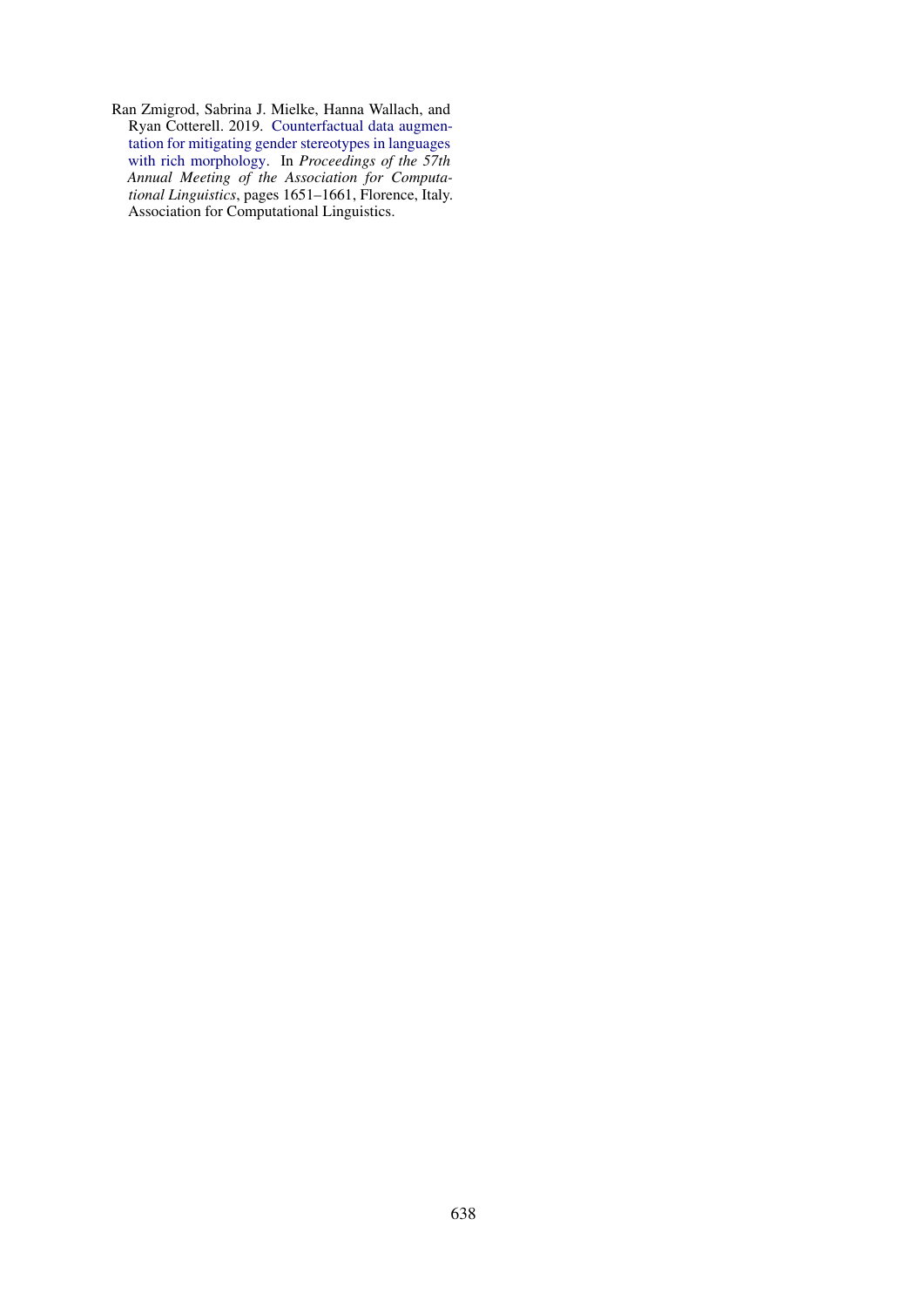Ran Zmigrod, Sabrina J. Mielke, Hanna Wallach, and Ryan Cotterell. 2019. Counterfactual data augmentation for mitigating gender stereotypes in languages with rich morphology. In *Proceedings of the 57th Annual Meeting of the Association for Computational Linguistics*, pages 1651–1661, Florence, Italy. Association for Computational Linguistics.